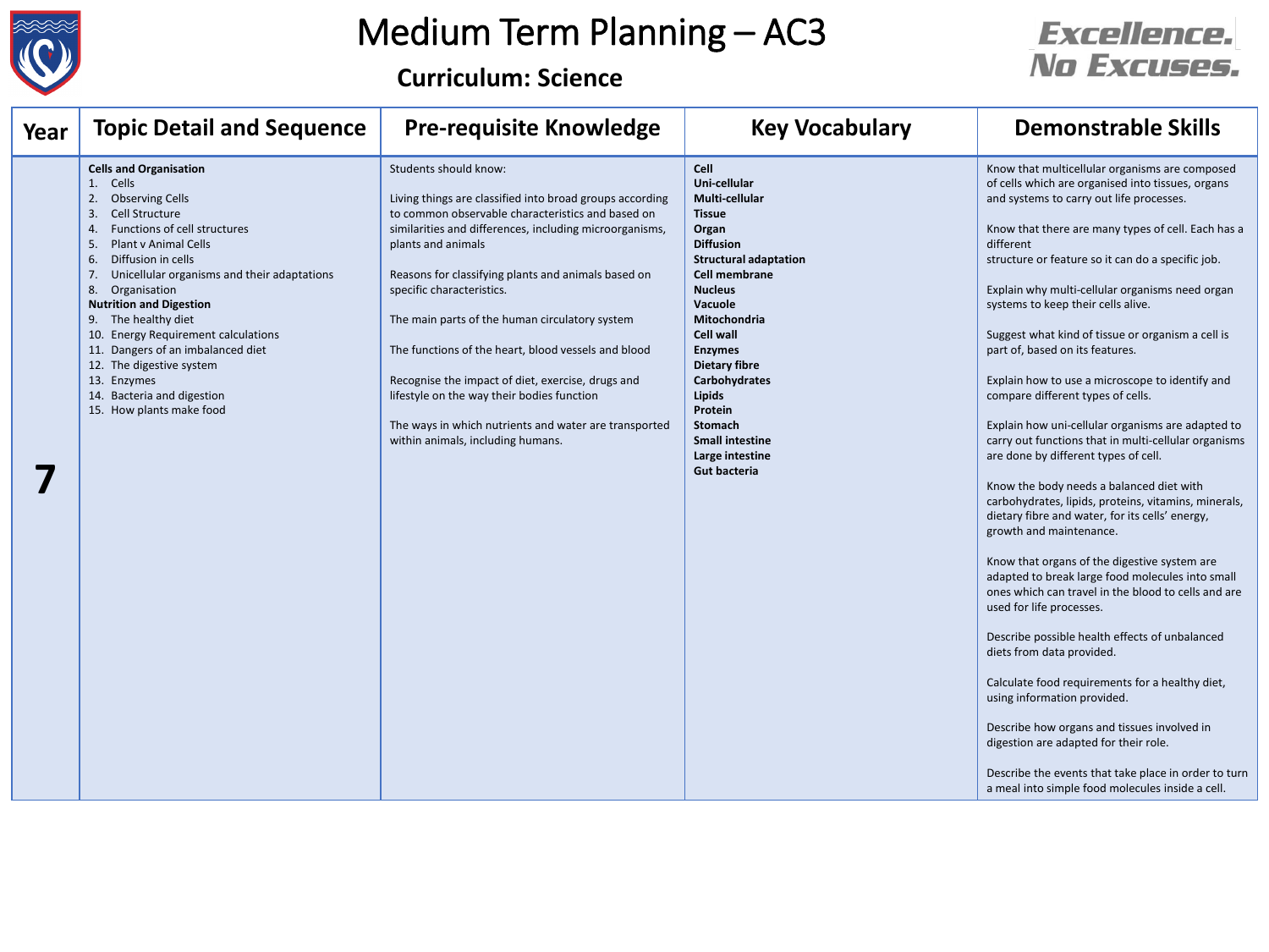# Medium Term Planning – AC3

## Curriculum: Science

Excellence. No Excuses.

| Year | Topic Detail and Sequence | Pre-requisite Knowledge | Key Vocabulary | Demonstrable Skills |
|---|---|---|---|---|
| 7 | **Cells and Organisation**<br>1. Cells<br>2. Observing Cells<br>3. Cell Structure<br>4. Functions of cell structures<br>5. Plant v Animal Cells<br>6. Diffusion in cells<br>7. Unicellular organisms and their adaptations<br>8. Organisation<br>**Nutrition and Digestion**<br>9. The healthy diet<br>10. Energy Requirement calculations<br>11. Dangers of an imbalanced diet<br>12. The digestive system<br>13. Enzymes<br>14. Bacteria and digestion<br>15. How plants make food | Students should know:<br><br>Living things are classified into broad groups according to common observable characteristics and based on similarities and differences, including microorganisms, plants and animals<br><br>Reasons for classifying plants and animals based on specific characteristics.<br><br>The main parts of the human circulatory system<br><br>The functions of the heart, blood vessels and blood<br><br>Recognise the impact of diet, exercise, drugs and lifestyle on the way their bodies function<br><br>The ways in which nutrients and water are transported within animals, including humans. | **Cell**<br>**Uni-cellular**<br>**Multi-cellular**<br>**Tissue**<br>**Organ**<br>**Diffusion**<br>**Structural adaptation**<br>**Cell membrane**<br>**Nucleus**<br>**Vacuole**<br>**Mitochondria**<br>**Cell wall**<br>**Enzymes**<br>**Dietary fibre**<br>**Carbohydrates**<br>**Lipids**<br>**Protein**<br>**Stomach**<br>**Small intestine**<br>**Large intestine**<br>**Gut bacteria** | Know that multicellular organisms are composed of cells which are organised into tissues, organs and systems to carry out life processes.<br><br>Know that there are many types of cell. Each has a different structure or feature so it can do a specific job.<br><br>Explain why multi-cellular organisms need organ systems to keep their cells alive.<br><br>Suggest what kind of tissue or organism a cell is part of, based on its features.<br><br>Explain how to use a microscope to identify and compare different types of cells.<br><br>Explain how uni-cellular organisms are adapted to carry out functions that in multi-cellular organisms are done by different types of cell.<br><br>Know the body needs a balanced diet with carbohydrates, lipids, proteins, vitamins, minerals, dietary fibre and water, for its cells' energy, growth and maintenance.<br><br>Know that organs of the digestive system are adapted to break large food molecules into small ones which can travel in the blood to cells and are used for life processes.<br><br>Describe possible health effects of unbalanced diets from data provided.<br><br>Calculate food requirements for a healthy diet, using information provided.<br><br>Describe how organs and tissues involved in digestion are adapted for their role.<br><br>Describe the events that take place in order to turn a meal into simple food molecules inside a cell. |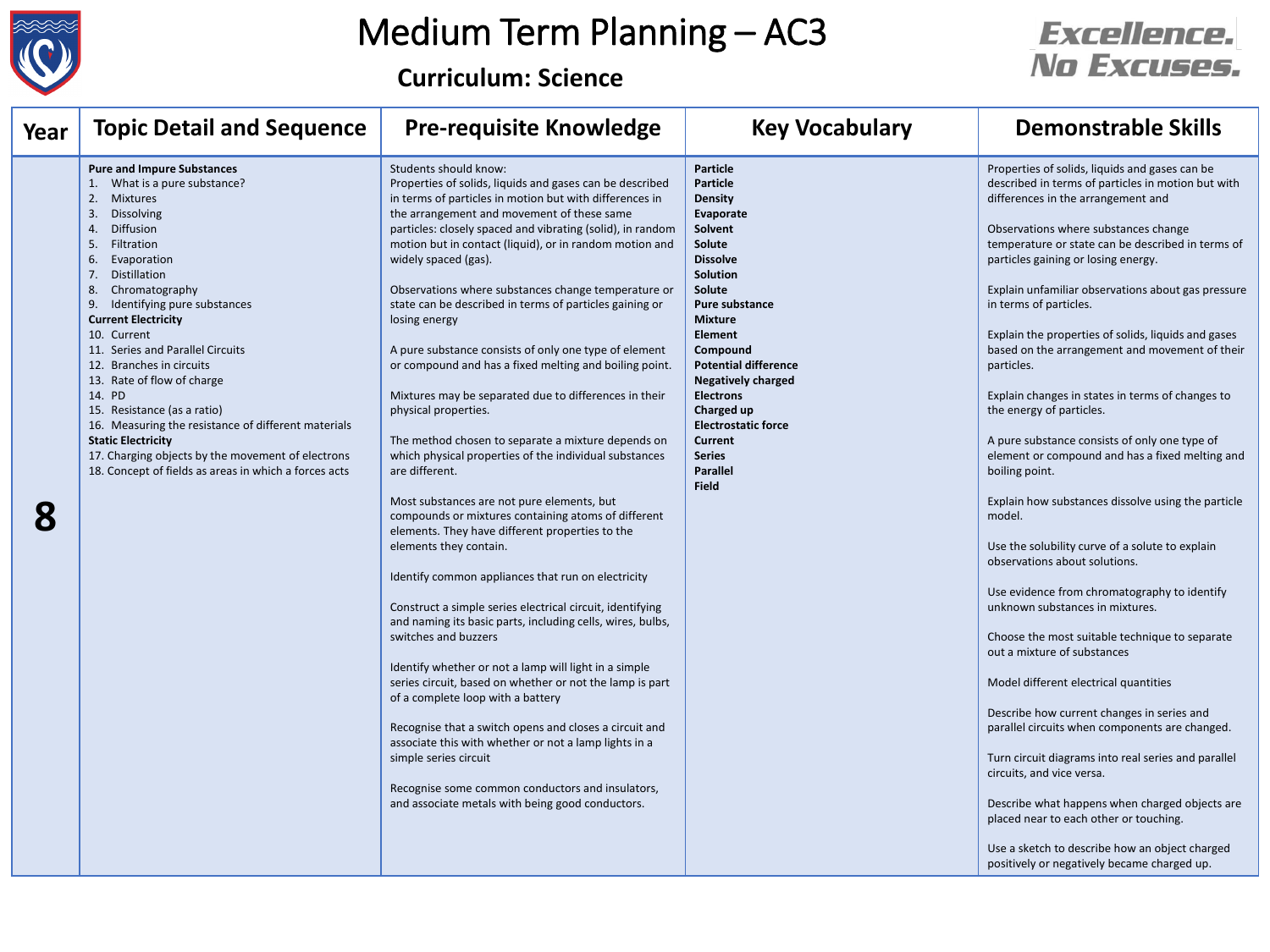# Medium Term Planning – AC3

## Curriculum: Science

Excellence. No Excuses.

| Year | Topic Detail and Sequence | Pre-requisite Knowledge | Key Vocabulary | Demonstrable Skills |
|---|---|---|---|---|
| 8 | **Pure and Impure Substances**<br>1. What is a pure substance?<br>2. Mixtures<br>3. Dissolving<br>4. Diffusion<br>5. Filtration<br>6. Evaporation<br>7. Distillation<br>8. Chromatography<br>9. Identifying pure substances<br>**Current Electricity**<br>10. Current<br>11. Series and Parallel Circuits<br>12. Branches in circuits<br>13. Rate of flow of charge<br>14. PD<br>15. Resistance (as a ratio)<br>16. Measuring the resistance of different materials<br>**Static Electricity**<br>17. Charging objects by the movement of electrons<br>18. Concept of fields as areas in which a forces acts | Students should know:<br>Properties of solids, liquids and gases can be described in terms of particles in motion but with differences in the arrangement and movement of these same particles: closely spaced and vibrating (solid), in random motion but in contact (liquid), or in random motion and widely spaced (gas).<br><br>Observations where substances change temperature or state can be described in terms of particles gaining or losing energy<br><br>A pure substance consists of only one type of element or compound and has a fixed melting and boiling point.<br><br>Mixtures may be separated due to differences in their physical properties.<br><br>The method chosen to separate a mixture depends on which physical properties of the individual substances are different.<br><br>Most substances are not pure elements, but compounds or mixtures containing atoms of different elements. They have different properties to the elements they contain.<br><br>Identify common appliances that run on electricity<br><br>Construct a simple series electrical circuit, identifying and naming its basic parts, including cells, wires, bulbs, switches and buzzers<br><br>Identify whether or not a lamp will light in a simple series circuit, based on whether or not the lamp is part of a complete loop with a battery<br><br>Recognise that a switch opens and closes a circuit and associate this with whether or not a lamp lights in a simple series circuit<br><br>Recognise some common conductors and insulators, and associate metals with being good conductors. | **Particle**<br>**Particle**<br>**Density**<br>**Evaporate**<br>**Solvent**<br>**Solute**<br>**Dissolve**<br>**Solution**<br>**Solute**<br>**Pure substance**<br>**Mixture**<br>**Element**<br>**Compound**<br>**Potential difference**<br>**Negatively charged**<br>**Electrons**<br>**Charged up**<br>**Electrostatic force**<br>**Current**<br>**Series**<br>**Parallel**<br>**Field** | Properties of solids, liquids and gases can be described in terms of particles in motion but with differences in the arrangement and<br><br>Observations where substances change temperature or state can be described in terms of particles gaining or losing energy.<br><br>Explain unfamiliar observations about gas pressure in terms of particles.<br><br>Explain the properties of solids, liquids and gases based on the arrangement and movement of their particles.<br><br>Explain changes in states in terms of changes to the energy of particles.<br><br>A pure substance consists of only one type of element or compound and has a fixed melting and boiling point.<br><br>Explain how substances dissolve using the particle model.<br><br>Use the solubility curve of a solute to explain observations about solutions.<br><br>Use evidence from chromatography to identify unknown substances in mixtures.<br><br>Choose the most suitable technique to separate out a mixture of substances<br><br>Model different electrical quantities<br><br>Describe how current changes in series and parallel circuits when components are changed.<br><br>Turn circuit diagrams into real series and parallel circuits, and vice versa.<br><br>Describe what happens when charged objects are placed near to each other or touching.<br><br>Use a sketch to describe how an object charged positively or negatively became charged up. |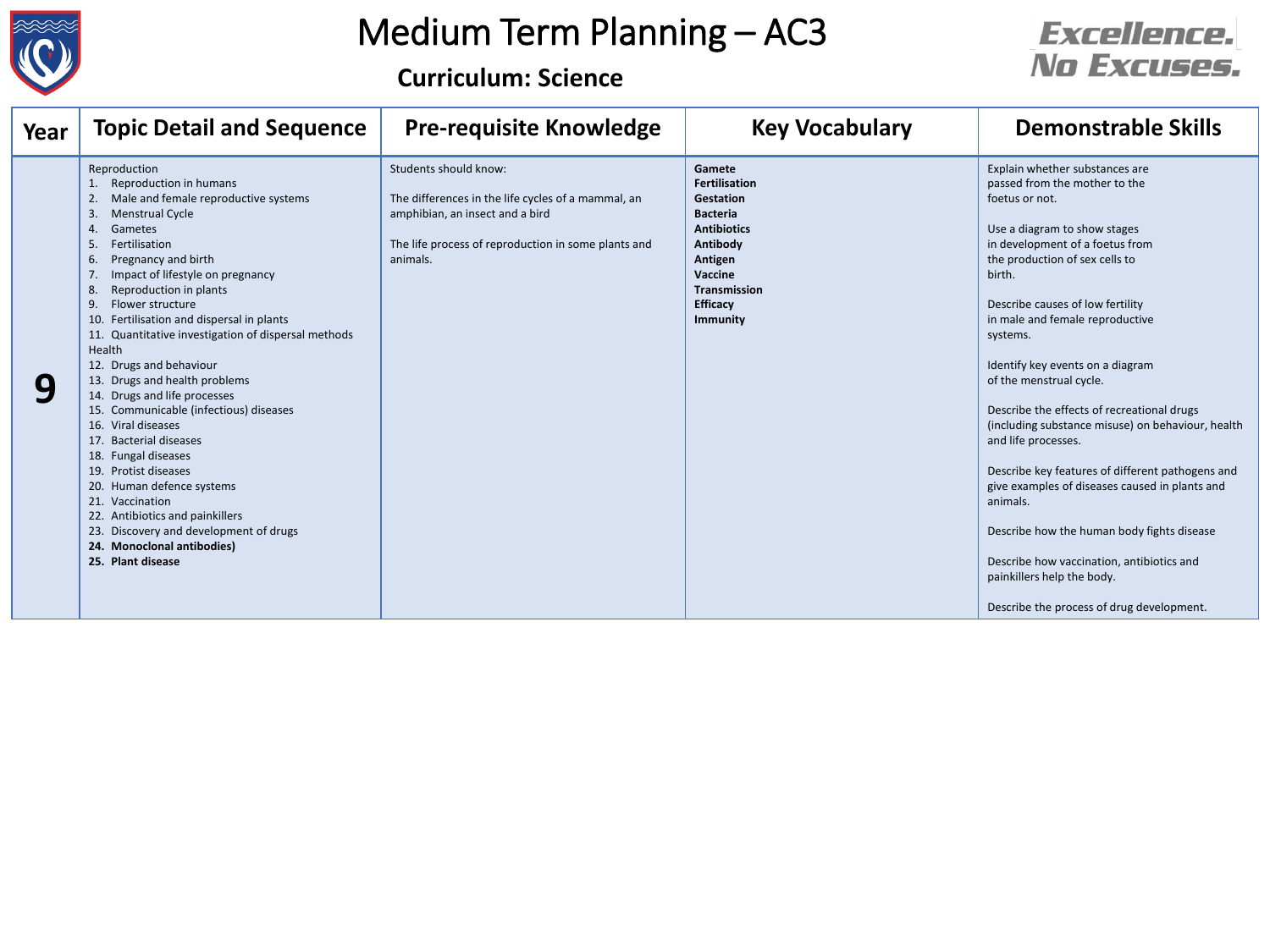# Medium Term Planning – AC3

## Curriculum: Science

Excellence. No Excuses.

| Year | Topic Detail and Sequence | Pre-requisite Knowledge | Key Vocabulary | Demonstrable Skills |
|---|---|---|---|---|
| 9 | Reproduction<br>1. Reproduction in humans<br>2. Male and female reproductive systems<br>3. Menstrual Cycle<br>4. Gametes<br>5. Fertilisation<br>6. Pregnancy and birth<br>7. Impact of lifestyle on pregnancy<br>8. Reproduction in plants<br>9. Flower structure<br>10. Fertilisation and dispersal in plants<br>11. Quantitative investigation of dispersal methods<br>Health<br>12. Drugs and behaviour<br>13. Drugs and health problems<br>14. Drugs and life processes<br>15. Communicable (infectious) diseases<br>16. Viral diseases<br>17. Bacterial diseases<br>18. Fungal diseases<br>19. Protist diseases<br>20. Human defence systems<br>21. Vaccination<br>22. Antibiotics and painkillers<br>23. Discovery and development of drugs<br>**24. Monoclonal antibodies)**<br>**25. Plant disease** | Students should know:<br><br>The differences in the life cycles of a mammal, an amphibian, an insect and a bird<br><br>The life process of reproduction in some plants and animals. | **Gamete**<br>**Fertilisation**<br>**Gestation**<br>**Bacteria**<br>**Antibiotics**<br>**Antibody**<br>**Antigen**<br>**Vaccine**<br>**Transmission**<br>**Efficacy**<br>**Immunity** | Explain whether substances are passed from the mother to the foetus or not.<br><br>Use a diagram to show stages in development of a foetus from the production of sex cells to birth.<br><br>Describe causes of low fertility in male and female reproductive systems.<br><br>Identify key events on a diagram of the menstrual cycle.<br><br>Describe the effects of recreational drugs (including substance misuse) on behaviour, health and life processes.<br><br>Describe key features of different pathogens and give examples of diseases caused in plants and animals.<br><br>Describe how the human body fights disease<br><br>Describe how vaccination, antibiotics and painkillers help the body.<br><br>Describe the process of drug development. |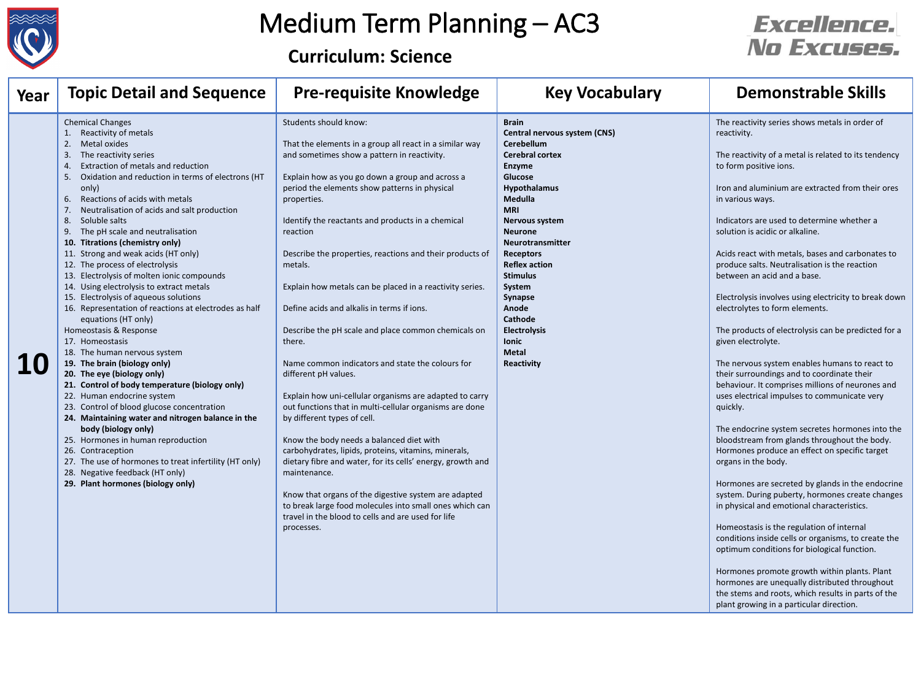# Medium Term Planning – AC3

## Curriculum: Science

Excellence. No Excuses.

| Year | Topic Detail and Sequence | Pre-requisite Knowledge | Key Vocabulary | Demonstrable Skills |
|---|---|---|---|---|
| 10 | Chemical Changes<br>1. Reactivity of metals<br>2. Metal oxides<br>3. The reactivity series<br>4. Extraction of metals and reduction<br>5. Oxidation and reduction in terms of electrons (HT only)<br>6. Reactions of acids with metals<br>7. Neutralisation of acids and salt production<br>8. Soluble salts<br>9. The pH scale and neutralisation<br>**10. Titrations (chemistry only)**<br>11. Strong and weak acids (HT only)<br>12. The process of electrolysis<br>13. Electrolysis of molten ionic compounds<br>14. Using electrolysis to extract metals<br>15. Electrolysis of aqueous solutions<br>16. Representation of reactions at electrodes as half equations (HT only)<br>Homeostasis & Response<br>17. Homeostasis<br>18. The human nervous system<br>**19. The brain (biology only)**<br>**20. The eye (biology only)**<br>**21. Control of body temperature (biology only)**<br>22. Human endocrine system<br>23. Control of blood glucose concentration<br>**24. Maintaining water and nitrogen balance in the body (biology only)**<br>25. Hormones in human reproduction<br>26. Contraception<br>27. The use of hormones to treat infertility (HT only)<br>28. Negative feedback (HT only)<br>**29. Plant hormones (biology only)** | Students should know:<br><br>That the elements in a group all react in a similar way and sometimes show a pattern in reactivity.<br><br>Explain how as you go down a group and across a period the elements show patterns in physical properties.<br><br>Identify the reactants and products in a chemical reaction<br><br>Describe the properties, reactions and their products of metals.<br><br>Explain how metals can be placed in a reactivity series.<br><br>Define acids and alkalis in terms if ions.<br><br>Describe the pH scale and place common chemicals on there.<br><br>Name common indicators and state the colours for different pH values.<br><br>Explain how uni-cellular organisms are adapted to carry out functions that in multi-cellular organisms are done by different types of cell.<br><br>Know the body needs a balanced diet with carbohydrates, lipids, proteins, vitamins, minerals, dietary fibre and water, for its cells' energy, growth and maintenance.<br><br>Know that organs of the digestive system are adapted to break large food molecules into small ones which can travel in the blood to cells and are used for life processes. | **Brain**<br>**Central nervous system (CNS)**<br>**Cerebellum**<br>**Cerebral cortex**<br>**Enzyme**<br>**Glucose**<br>**Hypothalamus**<br>**Medulla**<br>**MRI**<br>**Nervous system**<br>**Neurone**<br>**Neurotransmitter**<br>**Receptors**<br>**Reflex action**<br>**Stimulus**<br>**System**<br>**Synapse**<br>**Anode**<br>**Cathode**<br>**Electrolysis**<br>**Ionic**<br>**Metal**<br>**Reactivity** | The reactivity series shows metals in order of reactivity.<br><br>The reactivity of a metal is related to its tendency to form positive ions.<br><br>Iron and aluminium are extracted from their ores in various ways.<br><br>Indicators are used to determine whether a solution is acidic or alkaline.<br><br>Acids react with metals, bases and carbonates to produce salts. Neutralisation is the reaction between an acid and a base.<br><br>Electrolysis involves using electricity to break down electrolytes to form elements.<br><br>The products of electrolysis can be predicted for a given electrolyte.<br><br>The nervous system enables humans to react to their surroundings and to coordinate their behaviour. It comprises millions of neurones and uses electrical impulses to communicate very quickly.<br><br>The endocrine system secretes hormones into the bloodstream from glands throughout the body. Hormones produce an effect on specific target organs in the body.<br><br>Hormones are secreted by glands in the endocrine system. During puberty, hormones create changes in physical and emotional characteristics.<br><br>Homeostasis is the regulation of internal conditions inside cells or organisms, to create the optimum conditions for biological function.<br><br>Hormones promote growth within plants. Plant hormones are unequally distributed throughout the stems and roots, which results in parts of the plant growing in a particular direction. |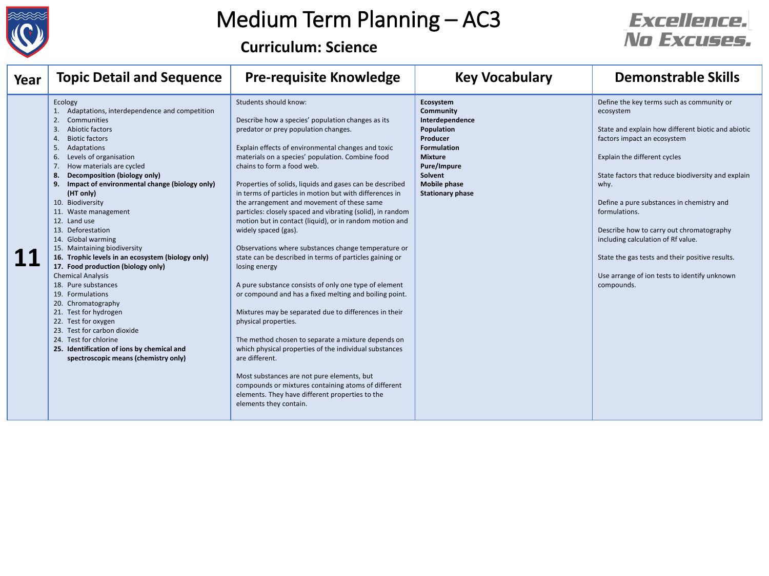# Medium Term Planning – AC3

## Curriculum: Science

Excellence. No Excuses.

| Year | Topic Detail and Sequence | Pre-requisite Knowledge | Key Vocabulary | Demonstrable Skills |
|---|---|---|---|---|
| 11 | Ecology<br>1. Adaptations, interdependence and competition<br>2. Communities<br>3. Abiotic factors<br>4. Biotic factors<br>5. Adaptations<br>6. Levels of organisation<br>7. How materials are cycled<br>**8. Decomposition (biology only)**<br>**9. Impact of environmental change (biology only) (HT only)**<br>10. Biodiversity<br>11. Waste management<br>12. Land use<br>13. Deforestation<br>14. Global warming<br>15. Maintaining biodiversity<br>**16. Trophic levels in an ecosystem (biology only)**<br>**17. Food production (biology only)**<br>Chemical Analysis<br>18. Pure substances<br>19. Formulations<br>20. Chromatography<br>21. Test for hydrogen<br>22. Test for oxygen<br>23. Test for carbon dioxide<br>24. Test for chlorine<br>**25. Identification of ions by chemical and spectroscopic means (chemistry only)** | Students should know:<br><br>Describe how a species' population changes as its predator or prey population changes.<br><br>Explain effects of environmental changes and toxic materials on a species' population. Combine food chains to form a food web.<br><br>Properties of solids, liquids and gases can be described in terms of particles in motion but with differences in the arrangement and movement of these same particles: closely spaced and vibrating (solid), in random motion but in contact (liquid), or in random motion and widely spaced (gas).<br><br>Observations where substances change temperature or state can be described in terms of particles gaining or losing energy<br><br>A pure substance consists of only one type of element or compound and has a fixed melting and boiling point.<br><br>Mixtures may be separated due to differences in their physical properties.<br><br>The method chosen to separate a mixture depends on which physical properties of the individual substances are different.<br><br>Most substances are not pure elements, but compounds or mixtures containing atoms of different elements. They have different properties to the elements they contain. | **Ecosystem**<br>**Community**<br>**Interdependence**<br>**Population**<br>**Producer**<br>**Formulation**<br>**Mixture**<br>**Pure/Impure**<br>**Solvent**<br>**Mobile phase**<br>**Stationary phase** | Define the key terms such as community or ecosystem<br><br>State and explain how different biotic and abiotic factors impact an ecosystem<br><br>Explain the different cycles<br><br>State factors that reduce biodiversity and explain why.<br><br>Define a pure substances in chemistry and formulations.<br><br>Describe how to carry out chromatography including calculation of Rf value.<br><br>State the gas tests and their positive results.<br><br>Use arrange of ion tests to identify unknown compounds. |